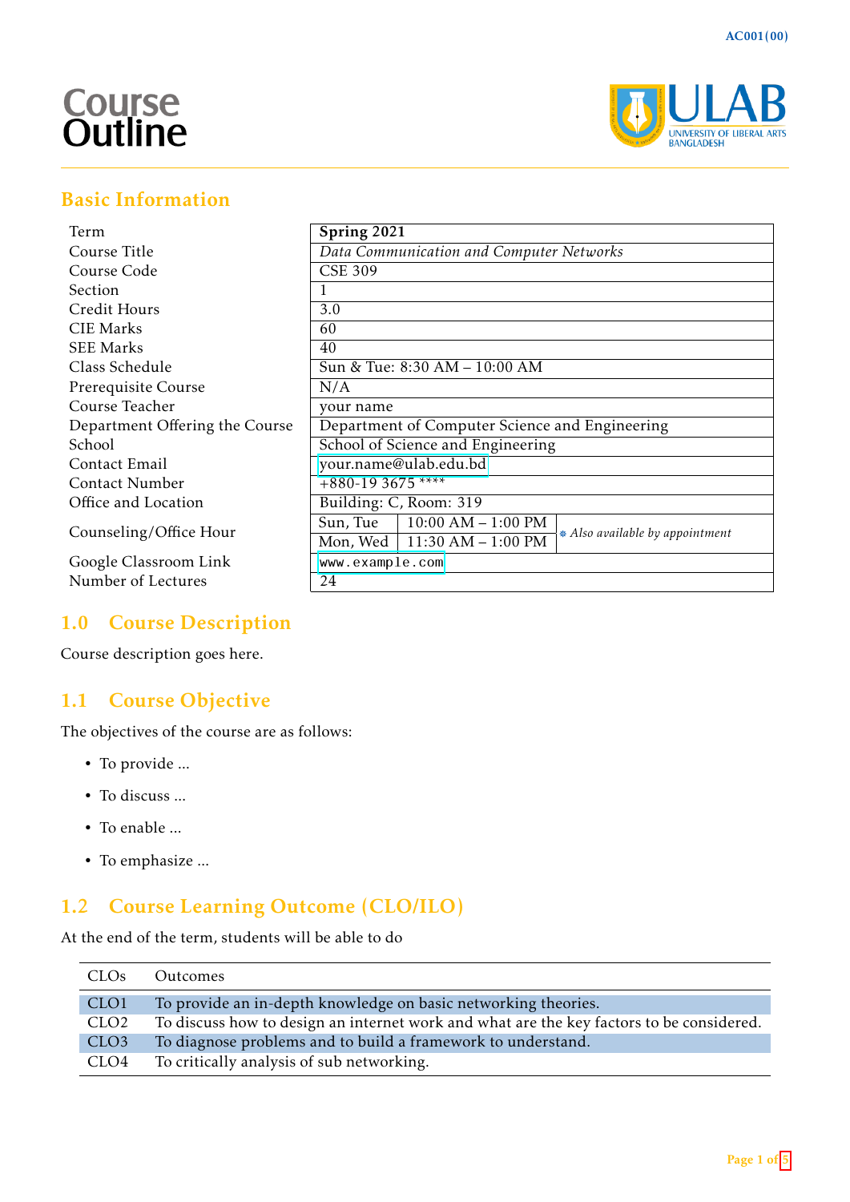# Course Outline

## Basic Information

| | | | |
|---|---|---|---|
| Term | **Spring 2021** | | |
| Course Title | *Data Communication and Computer Networks* | | |
| Course Code | CSE 309 | | |
| Section | 1 | | |
| Credit Hours | 3.0 | | |
| CIE Marks | 60 | | |
| SEE Marks | 40 | | |
| Class Schedule | Sun & Tue: 8:30 AM – 10:00 AM | | |
| Prerequisite Course | N/A | | |
| Course Teacher | your name | | |
| Department Offering the Course | Department of Computer Science and Engineering | | |
| School | School of Science and Engineering | | |
| Contact Email | your.name@ulab.edu.bd | | |
| Contact Number | +880-19 3675 **** | | |
| Office and Location | Building: C, Room: 319 | | |
| Counseling/Office Hour | Sun, Tue | 10:00 AM – 1:00 PM | *Also available by appointment* |
| | Mon, Wed | 11:30 AM – 1:00 PM | |
| Google Classroom Link | www.example.com | | |
| Number of Lectures | 24 | | |

## 1.0 Course Description

Course description goes here.

## 1.1 Course Objective

The objectives of the course are as follows:

- To provide ...
- To discuss ...
- To enable ...
- To emphasize ...

## 1.2 Course Learning Outcome (CLO/ILO)

At the end of the term, students will be able to do

| CLOs | Outcomes |
|---|---|
| CLO1 | To provide an in-depth knowledge on basic networking theories. |
| CLO2 | To discuss how to design an internet work and what are the key factors to be considered. |
| CLO3 | To diagnose problems and to build a framework to understand. |
| CLO4 | To critically analysis of sub networking. |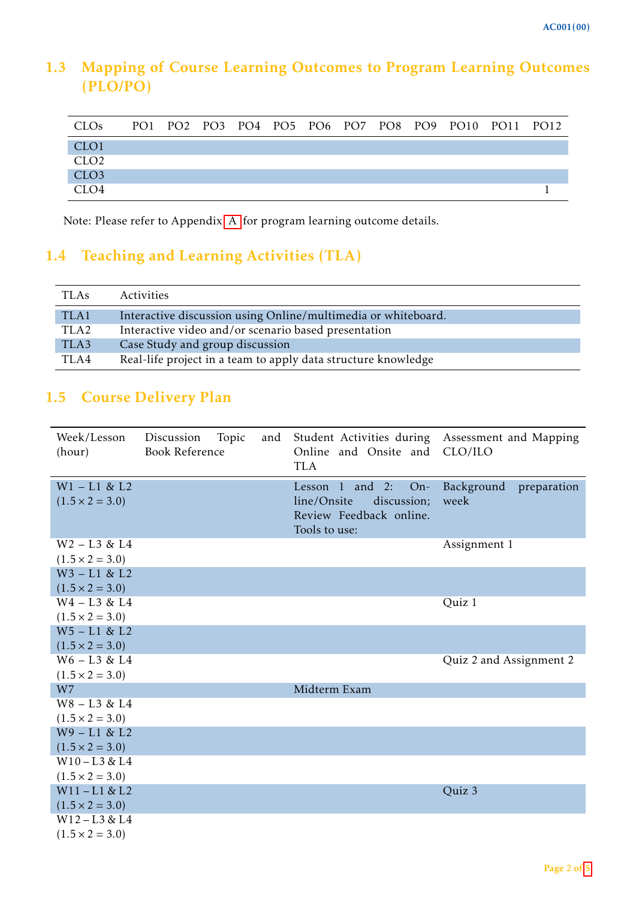## 1.3 Mapping of Course Learning Outcomes to Program Learning Outcomes (PLO/PO)

| CLOs | PO1 | PO2 | PO3 | PO4 | PO5 | PO6 | PO7 | PO8 | PO9 | PO10 | PO11 | PO12 |
|---|---|---|---|---|---|---|---|---|---|---|---|---|
| CLO1 | | | | | | | | | | | | |
| CLO2 | | | | | | | | | | | | |
| CLO3 | | | | | | | | | | | | |
| CLO4 | | | | | | | | | | | | 1 |

Note: Please refer to Appendix A for program learning outcome details.

## 1.4 Teaching and Learning Activities (TLA)

| TLAs | Activities |
|---|---|
| TLA1 | Interactive discussion using Online/multimedia or whiteboard. |
| TLA2 | Interactive video and/or scenario based presentation |
| TLA3 | Case Study and group discussion |
| TLA4 | Real-life project in a team to apply data structure knowledge |

## 1.5 Course Delivery Plan

| Week/Lesson (hour) | Discussion Topic and Book Reference | Student Activities during Online and Onsite and TLA | Assessment and Mapping CLO/ILO |
|---|---|---|---|
| W1 – L1 & L2 ($1.5 \times 2 = 3.0$) | | Lesson 1 and 2: Online/Onsite discussion; Review Feedback online. Tools to use: | Background preparation week |
| W2 – L3 & L4 ($1.5 \times 2 = 3.0$) | | | Assignment 1 |
| W3 – L1 & L2 ($1.5 \times 2 = 3.0$) | | | |
| W4 – L3 & L4 ($1.5 \times 2 = 3.0$) | | | Quiz 1 |
| W5 – L1 & L2 ($1.5 \times 2 = 3.0$) | | | |
| W6 – L3 & L4 ($1.5 \times 2 = 3.0$) | | | Quiz 2 and Assignment 2 |
| W7 | | Midterm Exam | |
| W8 – L3 & L4 ($1.5 \times 2 = 3.0$) | | | |
| W9 – L1 & L2 ($1.5 \times 2 = 3.0$) | | | |
| W10 – L3 & L4 ($1.5 \times 2 = 3.0$) | | | |
| W11 – L1 & L2 ($1.5 \times 2 = 3.0$) | | | Quiz 3 |
| W12 – L3 & L4 ($1.5 \times 2 = 3.0$) | | | |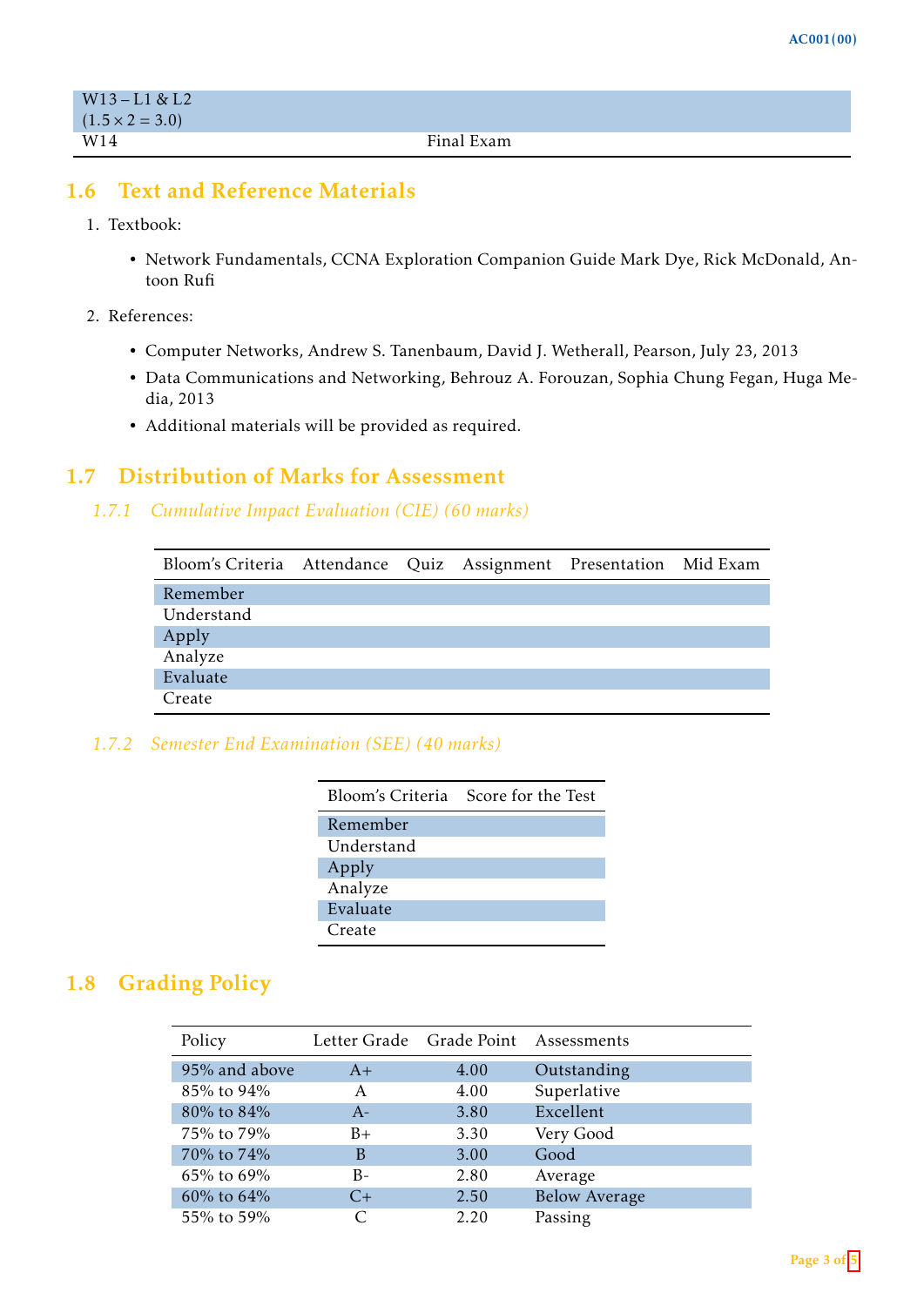| | |
|---|---|
| W13 – L1 & L2 ($1.5 \times 2 = 3.0$) | |
| W14 | Final Exam |

## 1.6 Text and Reference Materials

1. Textbook:
   - Network Fundamentals, CCNA Exploration Companion Guide Mark Dye, Rick McDonald, Antoon Rufi
2. References:
   - Computer Networks, Andrew S. Tanenbaum, David J. Wetherall, Pearson, July 23, 2013
   - Data Communications and Networking, Behrouz A. Forouzan, Sophia Chung Fegan, Huga Media, 2013
   - Additional materials will be provided as required.

## 1.7 Distribution of Marks for Assessment

### 1.7.1 Cumulative Impact Evaluation (CIE) (60 marks)

| Bloom's Criteria | Attendance | Quiz | Assignment | Presentation | Mid Exam |
|---|---|---|---|---|---|
| Remember | | | | | |
| Understand | | | | | |
| Apply | | | | | |
| Analyze | | | | | |
| Evaluate | | | | | |
| Create | | | | | |

### 1.7.2 Semester End Examination (SEE) (40 marks)

| Bloom's Criteria | Score for the Test |
|---|---|
| Remember | |
| Understand | |
| Apply | |
| Analyze | |
| Evaluate | |
| Create | |

## 1.8 Grading Policy

| Policy | Letter Grade | Grade Point | Assessments |
|---|---|---|---|
| 95% and above | A+ | 4.00 | Outstanding |
| 85% to 94% | A | 4.00 | Superlative |
| 80% to 84% | A- | 3.80 | Excellent |
| 75% to 79% | B+ | 3.30 | Very Good |
| 70% to 74% | B | 3.00 | Good |
| 65% to 69% | B- | 2.80 | Average |
| 60% to 64% | C+ | 2.50 | Below Average |
| 55% to 59% | C | 2.20 | Passing |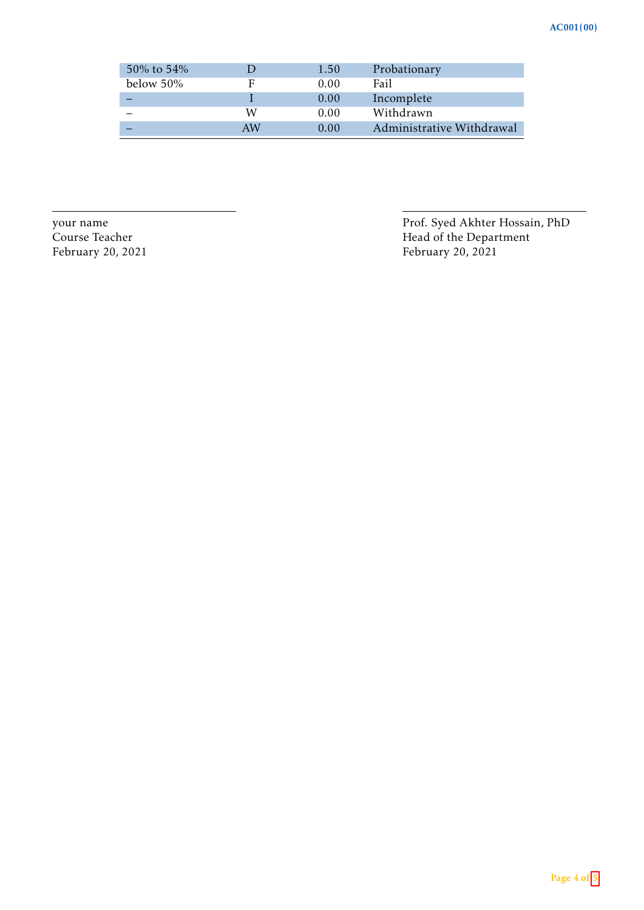| | | | |
|---|---|---|---|
| 50% to 54% | D | 1.50 | Probationary |
| below 50% | F | 0.00 | Fail |
| – | I | 0.00 | Incomplete |
| – | W | 0.00 | Withdrawn |
| – | AW | 0.00 | Administrative Withdrawal |

---

your name
Course Teacher
February 20, 2021

---

Prof. Syed Akhter Hossain, PhD
Head of the Department
February 20, 2021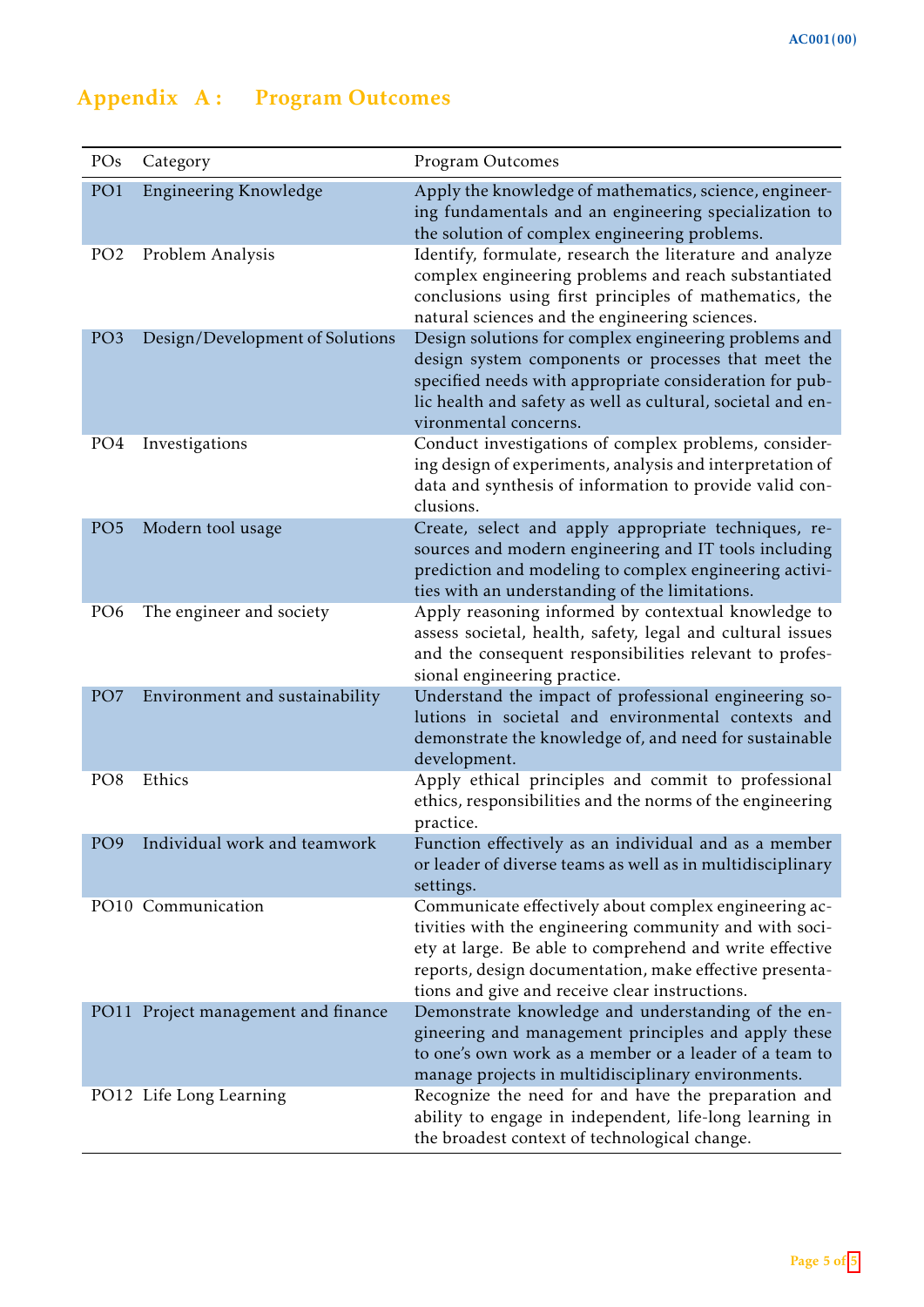## Appendix A : Program Outcomes

| POs | Category | Program Outcomes |
|---|---|---|
| PO1 | Engineering Knowledge | Apply the knowledge of mathematics, science, engineering fundamentals and an engineering specialization to the solution of complex engineering problems. |
| PO2 | Problem Analysis | Identify, formulate, research the literature and analyze complex engineering problems and reach substantiated conclusions using first principles of mathematics, the natural sciences and the engineering sciences. |
| PO3 | Design/Development of Solutions | Design solutions for complex engineering problems and design system components or processes that meet the specified needs with appropriate consideration for public health and safety as well as cultural, societal and environmental concerns. |
| PO4 | Investigations | Conduct investigations of complex problems, considering design of experiments, analysis and interpretation of data and synthesis of information to provide valid conclusions. |
| PO5 | Modern tool usage | Create, select and apply appropriate techniques, resources and modern engineering and IT tools including prediction and modeling to complex engineering activities with an understanding of the limitations. |
| PO6 | The engineer and society | Apply reasoning informed by contextual knowledge to assess societal, health, safety, legal and cultural issues and the consequent responsibilities relevant to professional engineering practice. |
| PO7 | Environment and sustainability | Understand the impact of professional engineering solutions in societal and environmental contexts and demonstrate the knowledge of, and need for sustainable development. |
| PO8 | Ethics | Apply ethical principles and commit to professional ethics, responsibilities and the norms of the engineering practice. |
| PO9 | Individual work and teamwork | Function effectively as an individual and as a member or leader of diverse teams as well as in multidisciplinary settings. |
| PO10 | Communication | Communicate effectively about complex engineering activities with the engineering community and with society at large. Be able to comprehend and write effective reports, design documentation, make effective presentations and give and receive clear instructions. |
| PO11 | Project management and finance | Demonstrate knowledge and understanding of the engineering and management principles and apply these to one's own work as a member or a leader of a team to manage projects in multidisciplinary environments. |
| PO12 | Life Long Learning | Recognize the need for and have the preparation and ability to engage in independent, life-long learning in the broadest context of technological change. |